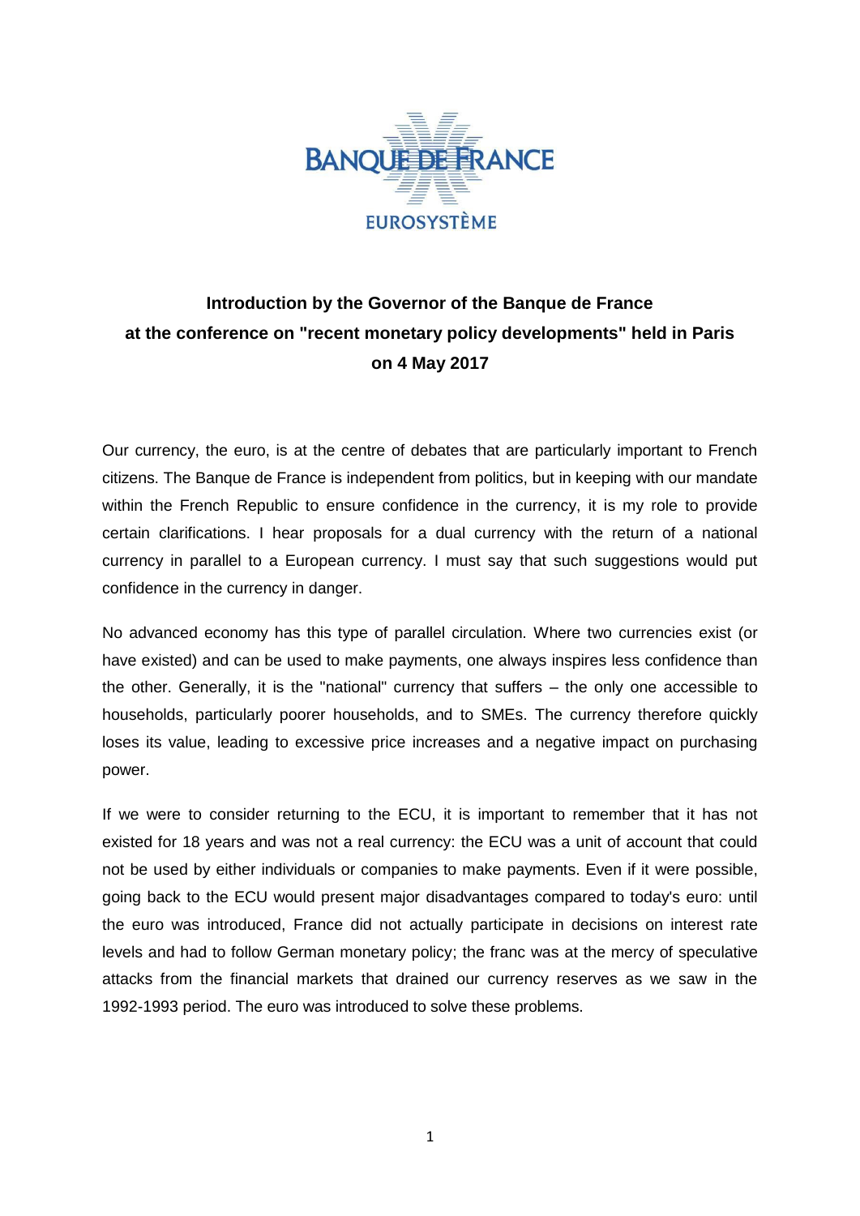BANQUE DE FRANCE

EUROSYSTÈME

**Introduction by the Governor of the Banque de France at the conference on "recent monetary policy developments" held in Paris on 4 May 2017**

Our currency, the euro, is at the centre of debates that are particularly important to French citizens. The Banque de France is independent from politics, but in keeping with our mandate within the French Republic to ensure confidence in the currency, it is my role to provide certain clarifications. I hear proposals for a dual currency with the return of a national currency in parallel to a European currency. I must say that such suggestions would put confidence in the currency in danger.

No advanced economy has this type of parallel circulation. Where two currencies exist (or have existed) and can be used to make payments, one always inspires less confidence than the other. Generally, it is the "national" currency that suffers – the only one accessible to households, particularly poorer households, and to SMEs. The currency therefore quickly loses its value, leading to excessive price increases and a negative impact on purchasing power.

If we were to consider returning to the ECU, it is important to remember that it has not existed for 18 years and was not a real currency: the ECU was a unit of account that could not be used by either individuals or companies to make payments. Even if it were possible, going back to the ECU would present major disadvantages compared to today's euro: until the euro was introduced, France did not actually participate in decisions on interest rate levels and had to follow German monetary policy; the franc was at the mercy of speculative attacks from the financial markets that drained our currency reserves as we saw in the 1992-1993 period. The euro was introduced to solve these problems.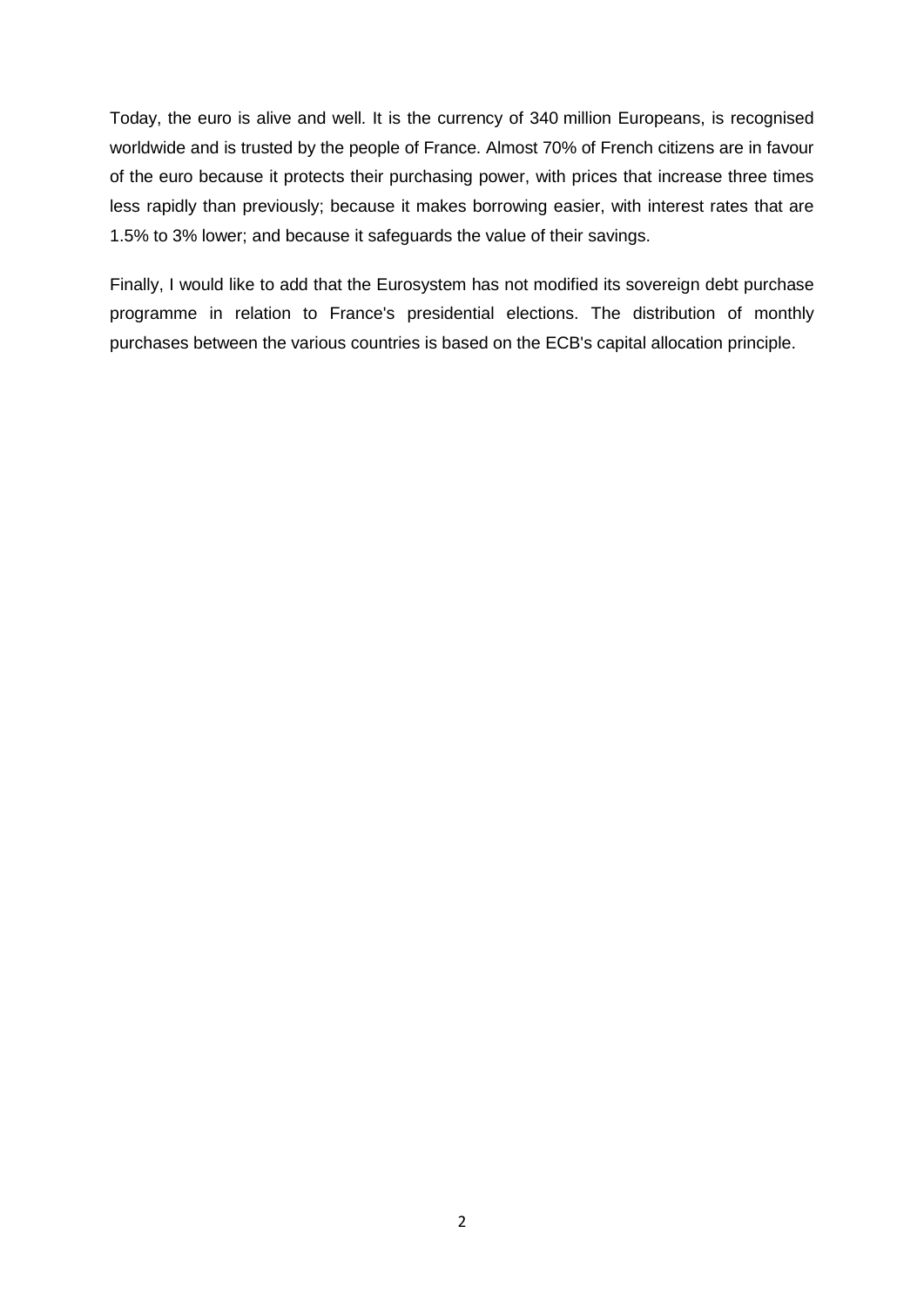Today, the euro is alive and well. It is the currency of 340 million Europeans, is recognised worldwide and is trusted by the people of France. Almost 70% of French citizens are in favour of the euro because it protects their purchasing power, with prices that increase three times less rapidly than previously; because it makes borrowing easier, with interest rates that are 1.5% to 3% lower; and because it safeguards the value of their savings.

Finally, I would like to add that the Eurosystem has not modified its sovereign debt purchase programme in relation to France's presidential elections. The distribution of monthly purchases between the various countries is based on the ECB's capital allocation principle.